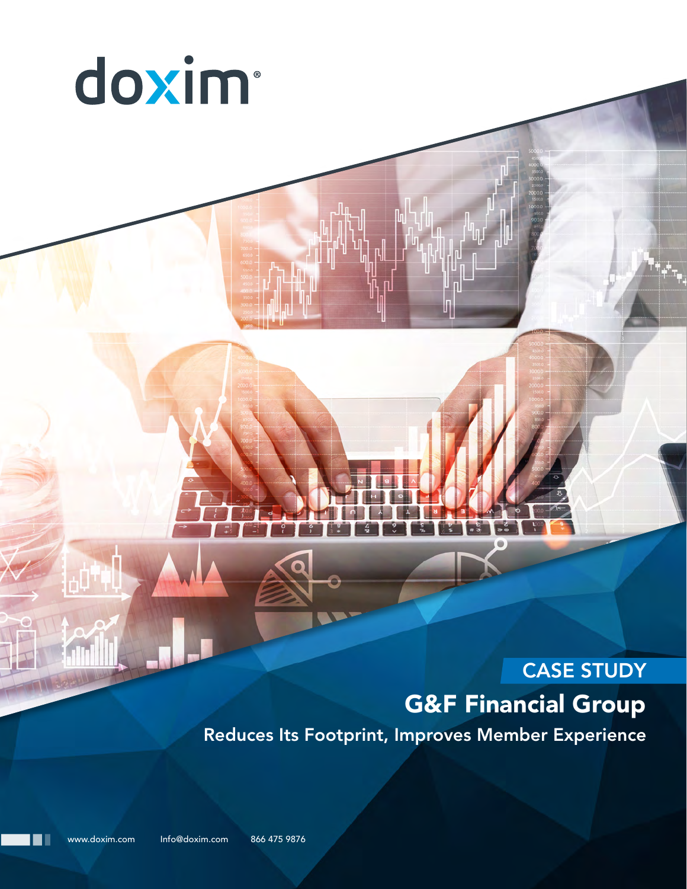doxim®

CASE STUDY

# G&F Financial Group

## Reduces Its Footprint, Improves Member Experience

www.doxim.com Info@doxim.com 866 475 9876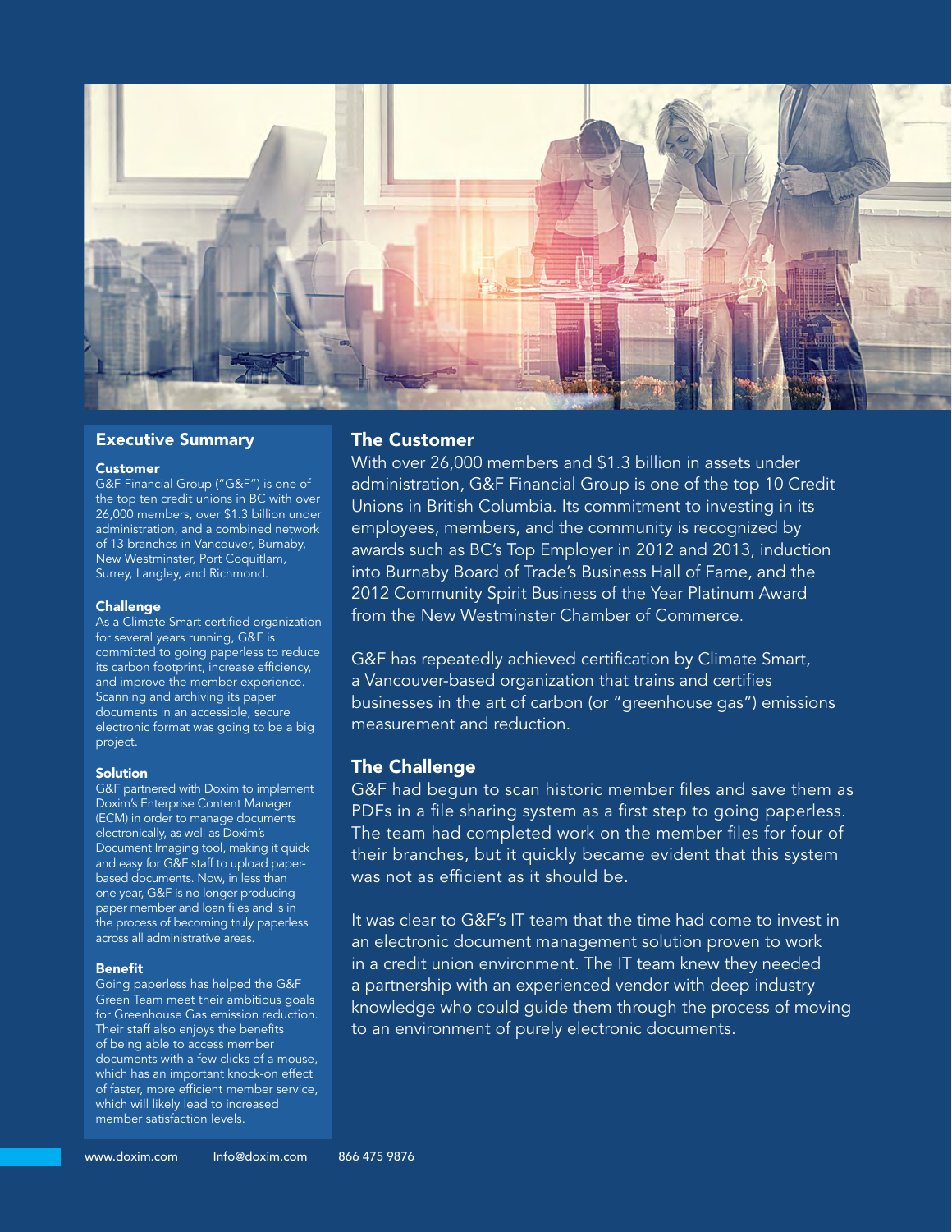## Executive Summary

### Customer

G&F Financial Group ("G&F") is one of the top ten credit unions in BC with over 26,000 members, over $1.3 billion under administration, and a combined network of 13 branches in Vancouver, Burnaby, New Westminster, Port Coquitlam, Surrey, Langley, and Richmond.

### Challenge

As a Climate Smart certified organization for several years running, G&F is committed to going paperless to reduce its carbon footprint, increase efficiency, and improve the member experience. Scanning and archiving its paper documents in an accessible, secure electronic format was going to be a big project.

### Solution

G&F partnered with Doxim to implement Doxim's Enterprise Content Manager (ECM) in order to manage documents electronically, as well as Doxim's Document Imaging tool, making it quick and easy for G&F staff to upload paper-based documents. Now, in less than one year, G&F is no longer producing paper member and loan files and is in the process of becoming truly paperless across all administrative areas.

### Benefit

Going paperless has helped the G&F Green Team meet their ambitious goals for Greenhouse Gas emission reduction. Their staff also enjoys the benefits of being able to access member documents with a few clicks of a mouse, which has an important knock-on effect of faster, more efficient member service, which will likely lead to increased member satisfaction levels.

## The Customer

With over 26,000 members and $1.3 billion in assets under administration, G&F Financial Group is one of the top 10 Credit Unions in British Columbia. Its commitment to investing in its employees, members, and the community is recognized by awards such as BC's Top Employer in 2012 and 2013, induction into Burnaby Board of Trade's Business Hall of Fame, and the 2012 Community Spirit Business of the Year Platinum Award from the New Westminster Chamber of Commerce.

G&F has repeatedly achieved certification by Climate Smart, a Vancouver-based organization that trains and certifies businesses in the art of carbon (or "greenhouse gas") emissions measurement and reduction.

## The Challenge

G&F had begun to scan historic member files and save them as PDFs in a file sharing system as a first step to going paperless. The team had completed work on the member files for four of their branches, but it quickly became evident that this system was not as efficient as it should be.

It was clear to G&F's IT team that the time had come to invest in an electronic document management solution proven to work in a credit union environment. The IT team knew they needed a partnership with an experienced vendor with deep industry knowledge who could guide them through the process of moving to an environment of purely electronic documents.

www.doxim.com Info@doxim.com 866 475 9876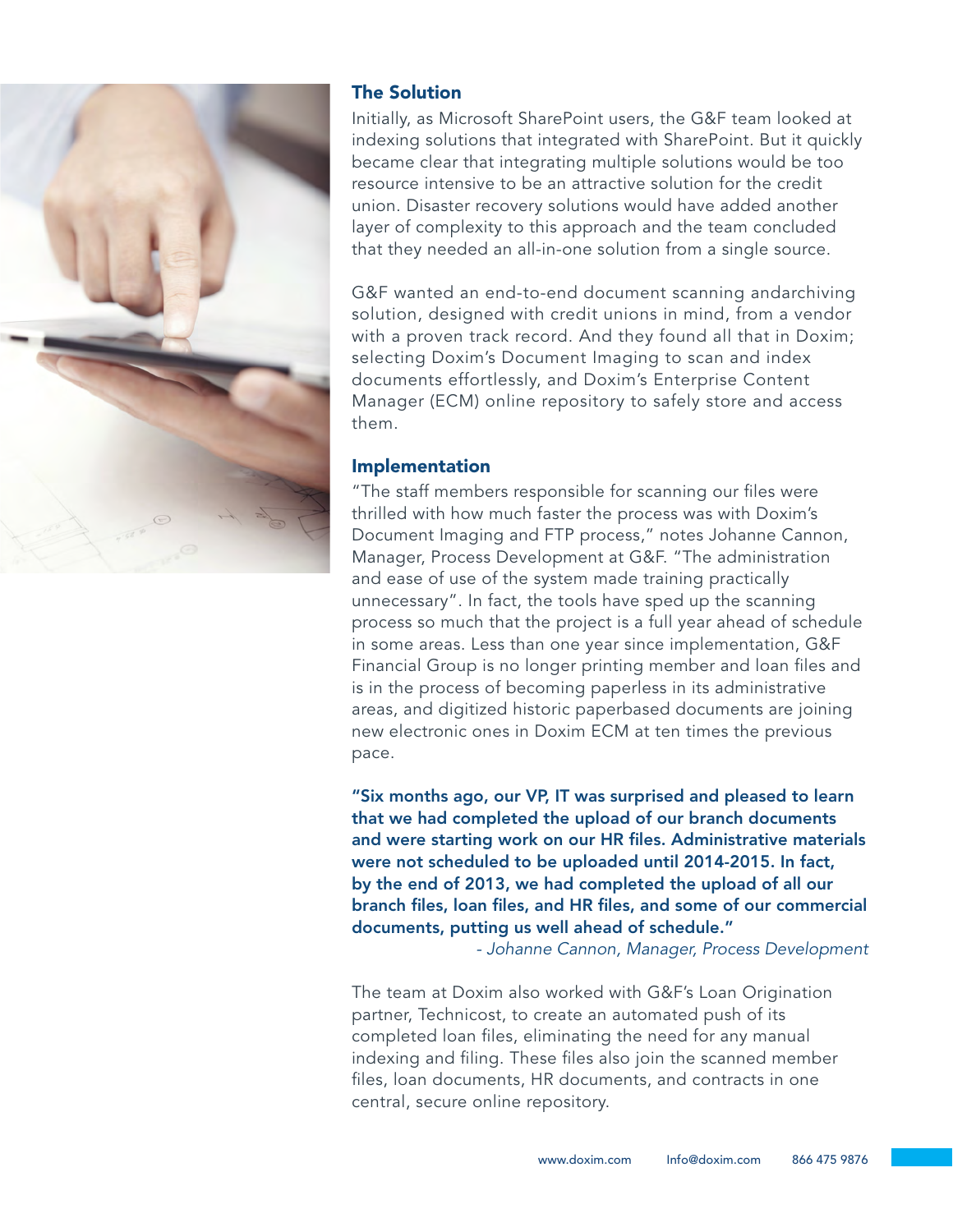## The Solution

Initially, as Microsoft SharePoint users, the G&F team looked at indexing solutions that integrated with SharePoint. But it quickly became clear that integrating multiple solutions would be too resource intensive to be an attractive solution for the credit union. Disaster recovery solutions would have added another layer of complexity to this approach and the team concluded that they needed an all-in-one solution from a single source.

G&F wanted an end-to-end document scanning andarchiving solution, designed with credit unions in mind, from a vendor with a proven track record. And they found all that in Doxim; selecting Doxim's Document Imaging to scan and index documents effortlessly, and Doxim's Enterprise Content Manager (ECM) online repository to safely store and access them.

## Implementation

"The staff members responsible for scanning our files were thrilled with how much faster the process was with Doxim's Document Imaging and FTP process," notes Johanne Cannon, Manager, Process Development at G&F. "The administration and ease of use of the system made training practically unnecessary". In fact, the tools have sped up the scanning process so much that the project is a full year ahead of schedule in some areas. Less than one year since implementation, G&F Financial Group is no longer printing member and loan files and is in the process of becoming paperless in its administrative areas, and digitized historic paperbased documents are joining new electronic ones in Doxim ECM at ten times the previous pace.

**"Six months ago, our VP, IT was surprised and pleased to learn that we had completed the upload of our branch documents and were starting work on our HR files. Administrative materials were not scheduled to be uploaded until 2014-2015. In fact, by the end of 2013, we had completed the upload of all our branch files, loan files, and HR files, and some of our commercial documents, putting us well ahead of schedule."**

*- Johanne Cannon, Manager, Process Development*

The team at Doxim also worked with G&F's Loan Origination partner, Technicost, to create an automated push of its completed loan files, eliminating the need for any manual indexing and filing. These files also join the scanned member files, loan documents, HR documents, and contracts in one central, secure online repository.

www.doxim.com Info@doxim.com 866 475 9876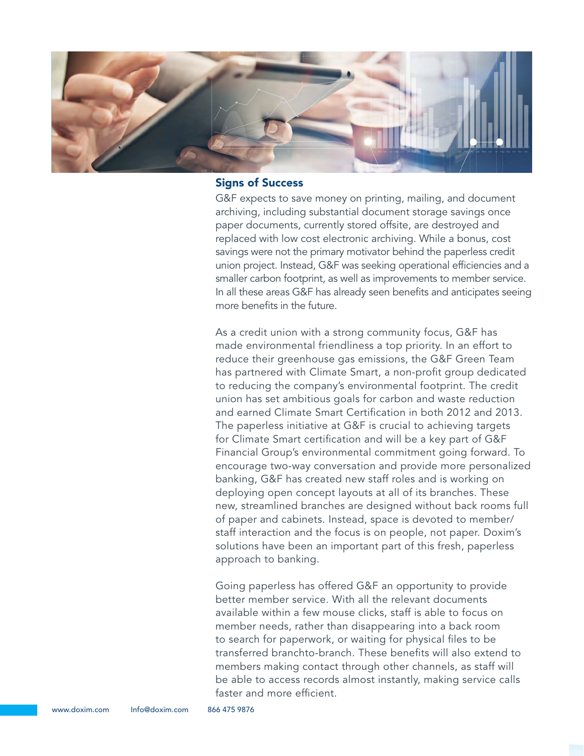## Signs of Success

G&F expects to save money on printing, mailing, and document archiving, including substantial document storage savings once paper documents, currently stored offsite, are destroyed and replaced with low cost electronic archiving. While a bonus, cost savings were not the primary motivator behind the paperless credit union project. Instead, G&F was seeking operational efficiencies and a smaller carbon footprint, as well as improvements to member service. In all these areas G&F has already seen benefits and anticipates seeing more benefits in the future.

As a credit union with a strong community focus, G&F has made environmental friendliness a top priority. In an effort to reduce their greenhouse gas emissions, the G&F Green Team has partnered with Climate Smart, a non-profit group dedicated to reducing the company's environmental footprint. The credit union has set ambitious goals for carbon and waste reduction and earned Climate Smart Certification in both 2012 and 2013. The paperless initiative at G&F is crucial to achieving targets for Climate Smart certification and will be a key part of G&F Financial Group's environmental commitment going forward. To encourage two-way conversation and provide more personalized banking, G&F has created new staff roles and is working on deploying open concept layouts at all of its branches. These new, streamlined branches are designed without back rooms full of paper and cabinets. Instead, space is devoted to member/staff interaction and the focus is on people, not paper. Doxim's solutions have been an important part of this fresh, paperless approach to banking.

Going paperless has offered G&F an opportunity to provide better member service. With all the relevant documents available within a few mouse clicks, staff is able to focus on member needs, rather than disappearing into a back room to search for paperwork, or waiting for physical files to be transferred branchto-branch. These benefits will also extend to members making contact through other channels, as staff will be able to access records almost instantly, making service calls faster and more efficient.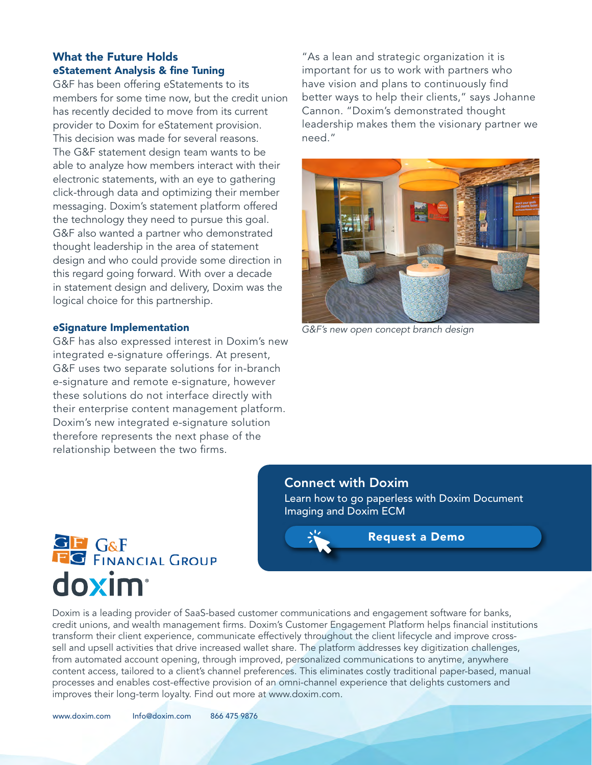## What the Future Holds

### eStatement Analysis & fine Tuning

G&F has been offering eStatements to its members for some time now, but the credit union has recently decided to move from its current provider to Doxim for eStatement provision. This decision was made for several reasons. The G&F statement design team wants to be able to analyze how members interact with their electronic statements, with an eye to gathering click-through data and optimizing their member messaging. Doxim's statement platform offered the technology they need to pursue this goal. G&F also wanted a partner who demonstrated thought leadership in the area of statement design and who could provide some direction in this regard going forward. With over a decade in statement design and delivery, Doxim was the logical choice for this partnership.

### eSignature Implementation

G&F has also expressed interest in Doxim's new integrated e-signature offerings. At present, G&F uses two separate solutions for in-branch e-signature and remote e-signature, however these solutions do not interface directly with their enterprise content management platform. Doxim's new integrated e-signature solution therefore represents the next phase of the relationship between the two firms.

"As a lean and strategic organization it is important for us to work with partners who have vision and plans to continuously find better ways to help their clients," says Johanne Cannon. "Doxim's demonstrated thought leadership makes them the visionary partner we need."

*G&F's new open concept branch design*

## Connect with Doxim

Learn how to go paperless with Doxim Document Imaging and Doxim ECM

**Request a Demo**

G&F Financial Group

doxim

Doxim is a leading provider of SaaS-based customer communications and engagement software for banks, credit unions, and wealth management firms. Doxim's Customer Engagement Platform helps financial institutions transform their client experience, communicate effectively throughout the client lifecycle and improve cross-sell and upsell activities that drive increased wallet share. The platform addresses key digitization challenges, from automated account opening, through improved, personalized communications to anytime, anywhere content access, tailored to a client's channel preferences. This eliminates costly traditional paper-based, manual processes and enables cost-effective provision of an omni-channel experience that delights customers and improves their long-term loyalty. Find out more at www.doxim.com.

www.doxim.com    Info@doxim.com    866 475 9876